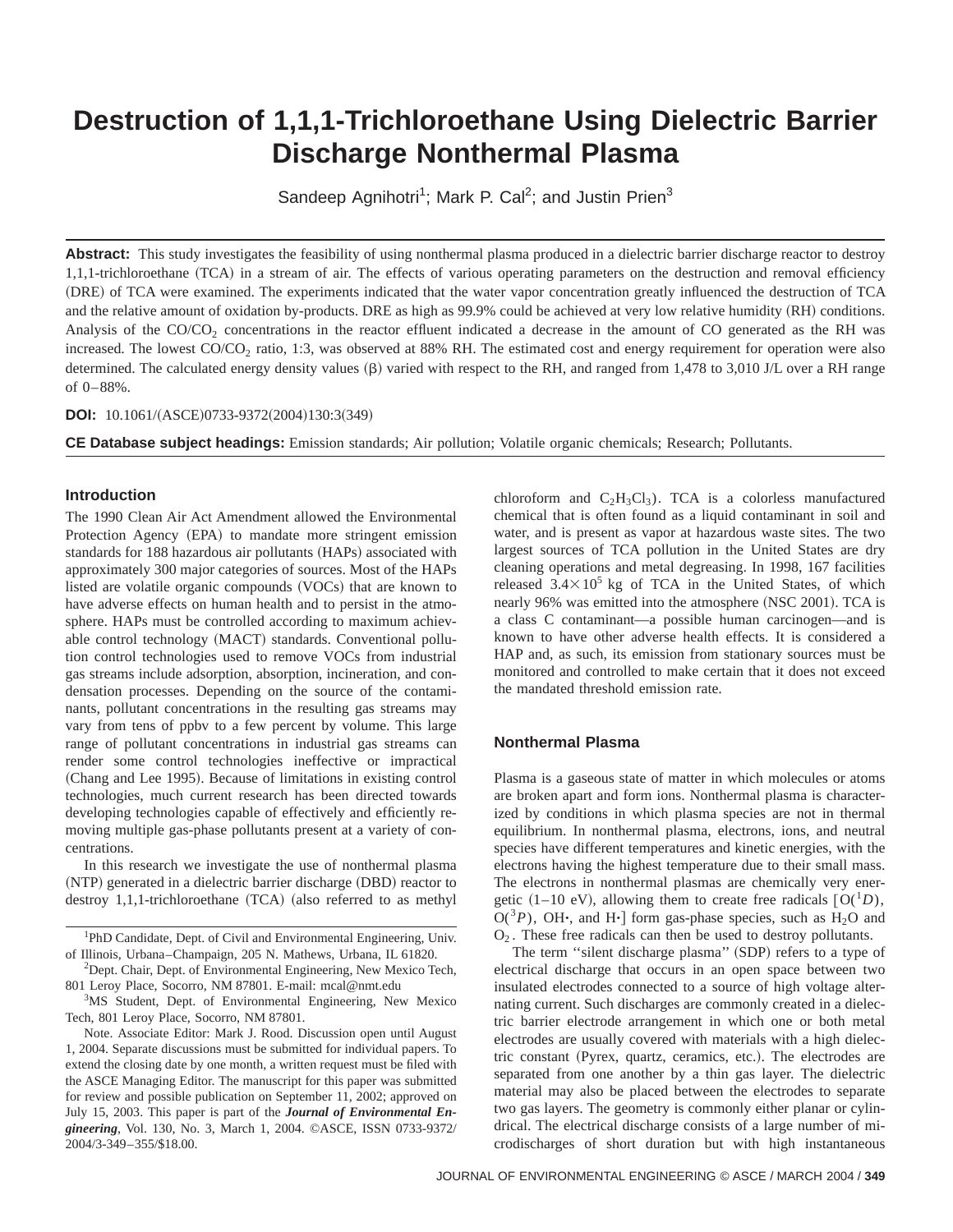# Destruction of 1,1,1-Trichloroethane Using Dielectric Barrier Discharge Nonthermal Plasma

Sandeep Agnihotri[1]; Mark P. Cal[2]; and Justin Prien[3]

**Abstract:** This study investigates the feasibility of using nonthermal plasma produced in a dielectric barrier discharge reactor to destroy 1,1,1-trichloroethane (TCA) in a stream of air. The effects of various operating parameters on the destruction and removal efficiency (DRE) of TCA were examined. The experiments indicated that the water vapor concentration greatly influenced the destruction of TCA and the relative amount of oxidation by-products. DRE as high as 99.9% could be achieved at very low relative humidity (RH) conditions. Analysis of the $CO/CO_2$ concentrations in the reactor effluent indicated a decrease in the amount of CO generated as the RH was increased. The lowest $CO/CO_2$ ratio, 1:3, was observed at 88% RH. The estimated cost and energy requirement for operation were also determined. The calculated energy density values ($\beta$) varied with respect to the RH, and ranged from 1,478 to 3,010 J/L over a RH range of 0–88%.

**DOI:** 10.1061/(ASCE)0733-9372(2004)130:3(349)

**CE Database subject headings:** Emission standards; Air pollution; Volatile organic chemicals; Research; Pollutants.

## Introduction

The 1990 Clean Air Act Amendment allowed the Environmental Protection Agency (EPA) to mandate more stringent emission standards for 188 hazardous air pollutants (HAPs) associated with approximately 300 major categories of sources. Most of the HAPs listed are volatile organic compounds (VOCs) that are known to have adverse effects on human health and to persist in the atmosphere. HAPs must be controlled according to maximum achievable control technology (MACT) standards. Conventional pollution control technologies used to remove VOCs from industrial gas streams include adsorption, absorption, incineration, and condensation processes. Depending on the source of the contaminants, pollutant concentrations in the resulting gas streams may vary from tens of ppbv to a few percent by volume. This large range of pollutant concentrations in industrial gas streams can render some control technologies ineffective or impractical (Chang and Lee 1995). Because of limitations in existing control technologies, much current research has been directed towards developing technologies capable of effectively and efficiently removing multiple gas-phase pollutants present at a variety of concentrations.

In this research we investigate the use of nonthermal plasma (NTP) generated in a dielectric barrier discharge (DBD) reactor to destroy 1,1,1-trichloroethane (TCA) (also referred to as methyl chloroform and $C_2H_3Cl_3$). TCA is a colorless manufactured chemical that is often found as a liquid contaminant in soil and water, and is present as vapor at hazardous waste sites. The two largest sources of TCA pollution in the United States are dry cleaning operations and metal degreasing. In 1998, 167 facilities released $3.4\times10^5$ kg of TCA in the United States, of which nearly 96% was emitted into the atmosphere (NSC 2001). TCA is a class C contaminant—a possible human carcinogen—and is known to have other adverse health effects. It is considered a HAP and, as such, its emission from stationary sources must be monitored and controlled to make certain that it does not exceed the mandated threshold emission rate.

## Nonthermal Plasma

Plasma is a gaseous state of matter in which molecules or atoms are broken apart and form ions. Nonthermal plasma is characterized by conditions in which plasma species are not in thermal equilibrium. In nonthermal plasma, electrons, ions, and neutral species have different temperatures and kinetic energies, with the electrons having the highest temperature due to their small mass. The electrons in nonthermal plasmas are chemically very energetic (1–10 eV), allowing them to create free radicals [$O(^1D)$, $O(^3P)$, OH•, and H•] form gas-phase species, such as $H_2O$ and $O_2$. These free radicals can then be used to destroy pollutants.

The term "silent discharge plasma" (SDP) refers to a type of electrical discharge that occurs in an open space between two insulated electrodes connected to a source of high voltage alternating current. Such discharges are commonly created in a dielectric barrier electrode arrangement in which one or both metal electrodes are usually covered with materials with a high dielectric constant (Pyrex, quartz, ceramics, etc.). The electrodes are separated from one another by a thin gas layer. The dielectric material may also be placed between the electrodes to separate two gas layers. The geometry is commonly either planar or cylindrical. The electrical discharge consists of a large number of microdischarges of short duration but with high instantaneous

[1]PhD Candidate, Dept. of Civil and Environmental Engineering, Univ. of Illinois, Urbana–Champaign, 205 N. Mathews, Urbana, IL 61820.

[2]Dept. Chair, Dept. of Environmental Engineering, New Mexico Tech, 801 Leroy Place, Socorro, NM 87801. E-mail: mcal@nmt.edu

[3]MS Student, Dept. of Environmental Engineering, New Mexico Tech, 801 Leroy Place, Socorro, NM 87801.

Note. Associate Editor: Mark J. Rood. Discussion open until August 1, 2004. Separate discussions must be submitted for individual papers. To extend the closing date by one month, a written request must be filed with the ASCE Managing Editor. The manuscript for this paper was submitted for review and possible publication on September 11, 2002; approved on July 15, 2003. This paper is part of the ***Journal of Environmental Engineering***, Vol. 130, No. 3, March 1, 2004. ©ASCE, ISSN 0733-9372/2004/3-349–355/$18.00.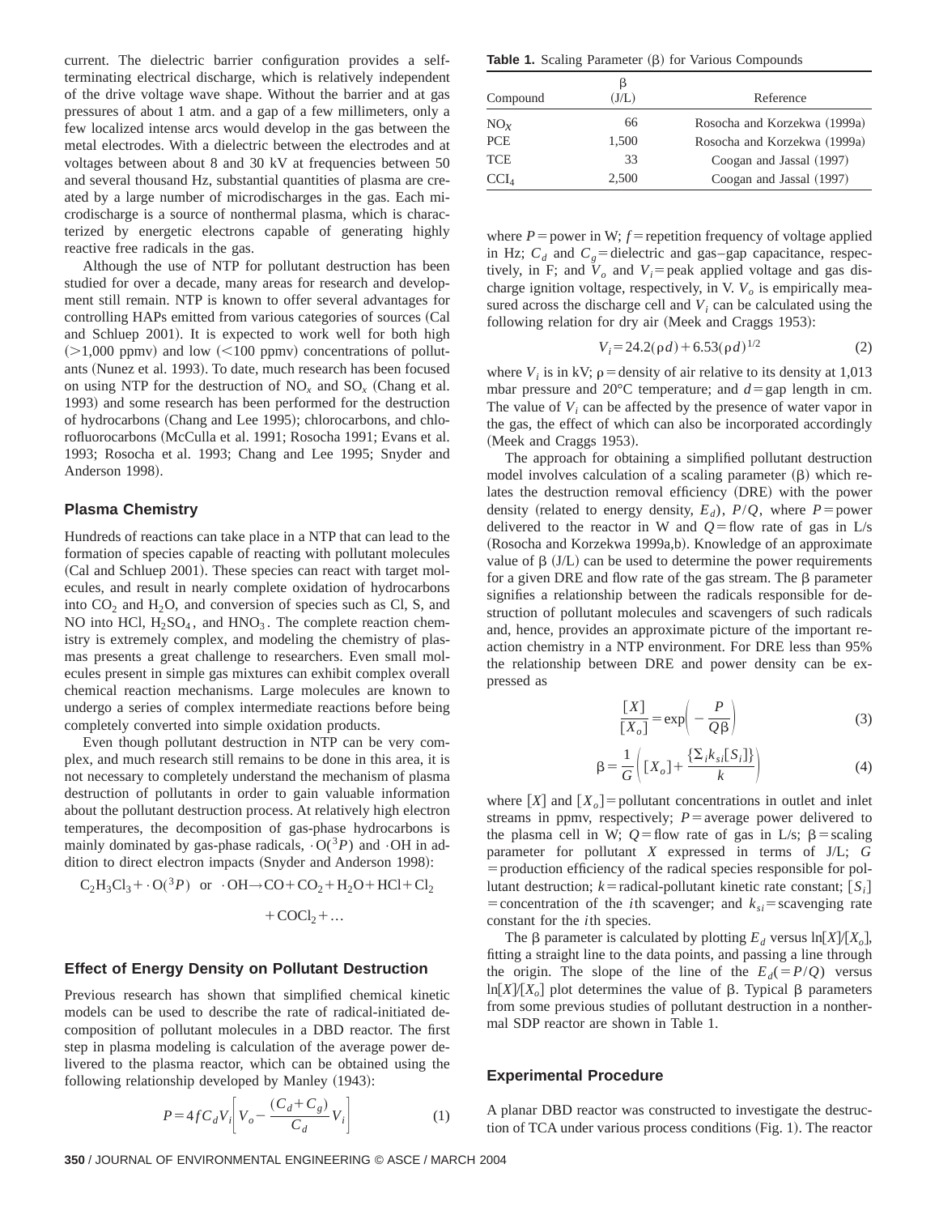current. The dielectric barrier configuration provides a self-terminating electrical discharge, which is relatively independent of the drive voltage wave shape. Without the barrier and at gas pressures of about 1 atm. and a gap of a few millimeters, only a few localized intense arcs would develop in the gas between the metal electrodes. With a dielectric between the electrodes and at voltages between about 8 and 30 kV at frequencies between 50 and several thousand Hz, substantial quantities of plasma are created by a large number of microdischarges in the gas. Each microdischarge is a source of nonthermal plasma, which is characterized by energetic electrons capable of generating highly reactive free radicals in the gas.

Although the use of NTP for pollutant destruction has been studied for over a decade, many areas for research and development still remain. NTP is known to offer several advantages for controlling HAPs emitted from various categories of sources (Cal and Schluep 2001). It is expected to work well for both high (>1,000 ppmv) and low (<100 ppmv) concentrations of pollutants (Nunez et al. 1993). To date, much research has been focused on using NTP for the destruction of $NO_x$ and $SO_x$ (Chang et al. 1993) and some research has been performed for the destruction of hydrocarbons (Chang and Lee 1995); chlorocarbons, and chlorofluorocarbons (McCulla et al. 1991; Rosocha 1991; Evans et al. 1993; Rosocha et al. 1993; Chang and Lee 1995; Snyder and Anderson 1998).

## Plasma Chemistry

Hundreds of reactions can take place in a NTP that can lead to the formation of species capable of reacting with pollutant molecules (Cal and Schluep 2001). These species can react with target molecules, and result in nearly complete oxidation of hydrocarbons into $CO_2$ and $H_2O$, and conversion of species such as Cl, S, and NO into HCl, $H_2SO_4$, and $HNO_3$. The complete reaction chemistry is extremely complex, and modeling the chemistry of plasmas presents a great challenge to researchers. Even small molecules present in simple gas mixtures can exhibit complex overall chemical reaction mechanisms. Large molecules are known to undergo a series of complex intermediate reactions before being completely converted into simple oxidation products.

Even though pollutant destruction in NTP can be very complex, and much research still remains to be done in this area, it is not necessary to completely understand the mechanism of plasma destruction of pollutants in order to gain valuable information about the pollutant destruction process. At relatively high electron temperatures, the decomposition of gas-phase hydrocarbons is mainly dominated by gas-phase radicals, $\cdot O(^3P)$ and $\cdot OH$ in addition to direct electron impacts (Snyder and Anderson 1998):

$$C_2H_3Cl_3 + \cdot O(^3P) \text{ or } \cdot OH \rightarrow CO + CO_2 + H_2O + HCl + Cl_2 + COCl_2 + \ldots$$

## Effect of Energy Density on Pollutant Destruction

Previous research has shown that simplified chemical kinetic models can be used to describe the rate of radical-initiated decomposition of pollutant molecules in a DBD reactor. The first step in plasma modeling is calculation of the average power delivered to the plasma reactor, which can be obtained using the following relationship developed by Manley (1943):

$$P = 4fC_dV_i\left[V_o - \frac{(C_d + C_g)}{C_d}V_i\right] \tag{1}$$

**Table 1.** Scaling Parameter (β) for Various Compounds

| Compound | β (J/L) | Reference |
|---|---|---|
| $NO_X$ | 66 | Rosocha and Korzekwa (1999a) |
| PCE | 1,500 | Rosocha and Korzekwa (1999a) |
| TCE | 33 | Coogan and Jassal (1997) |
| $CCl_4$ | 2,500 | Coogan and Jassal (1997) |

where $P$ = power in W; $f$ = repetition frequency of voltage applied in Hz; $C_d$ and $C_g$ = dielectric and gas–gap capacitance, respectively, in F; and $V_o$ and $V_i$ = peak applied voltage and gas discharge ignition voltage, respectively, in V. $V_o$ is empirically measured across the discharge cell and $V_i$ can be calculated using the following relation for dry air (Meek and Craggs 1953):

$$V_i = 24.2(\rho d) + 6.53(\rho d)^{1/2} \tag{2}$$

where $V_i$ is in kV; $\rho$ = density of air relative to its density at 1,013 mbar pressure and 20°C temperature; and $d$ = gap length in cm. The value of $V_i$ can be affected by the presence of water vapor in the gas, the effect of which can also be incorporated accordingly (Meek and Craggs 1953).

The approach for obtaining a simplified pollutant destruction model involves calculation of a scaling parameter (β) which relates the destruction removal efficiency (DRE) with the power density (related to energy density, $E_d$), $P/Q$, where $P$ = power delivered to the reactor in W and $Q$ = flow rate of gas in L/s (Rosocha and Korzekwa 1999a,b). Knowledge of an approximate value of β (J/L) can be used to determine the power requirements for a given DRE and flow rate of the gas stream. The β parameter signifies a relationship between the radicals responsible for destruction of pollutant molecules and scavengers of such radicals and, hence, provides an approximate picture of the important reaction chemistry in a NTP environment. For DRE less than 95% the relationship between DRE and power density can be expressed as

$$\frac{[X]}{[X_o]} = \exp\left(-\frac{P}{Q\beta}\right) \tag{3}$$

$$\beta = \frac{1}{G}\left([X_o] + \frac{\{\Sigma_i k_{si}[S_i]\}}{k}\right) \tag{4}$$

where $[X]$ and $[X_o]$ = pollutant concentrations in outlet and inlet streams in ppmv, respectively; $P$ = average power delivered to the plasma cell in W; $Q$ = flow rate of gas in L/s; β = scaling parameter for pollutant $X$ expressed in terms of J/L; $G$ = production efficiency of the radical species responsible for pollutant destruction; $k$ = radical-pollutant kinetic rate constant; $[S_i]$ = concentration of the $i$th scavenger; and $k_{si}$ = scavenging rate constant for the $i$th species.

The β parameter is calculated by plotting $E_d$ versus $\ln[X]/[X_o]$, fitting a straight line to the data points, and passing a line through the origin. The slope of the line of the $E_d(=P/Q)$ versus $\ln[X]/[X_o]$ plot determines the value of β. Typical β parameters from some previous studies of pollutant destruction in a nonthermal SDP reactor are shown in Table 1.

## Experimental Procedure

A planar DBD reactor was constructed to investigate the destruction of TCA under various process conditions (Fig. 1). The reactor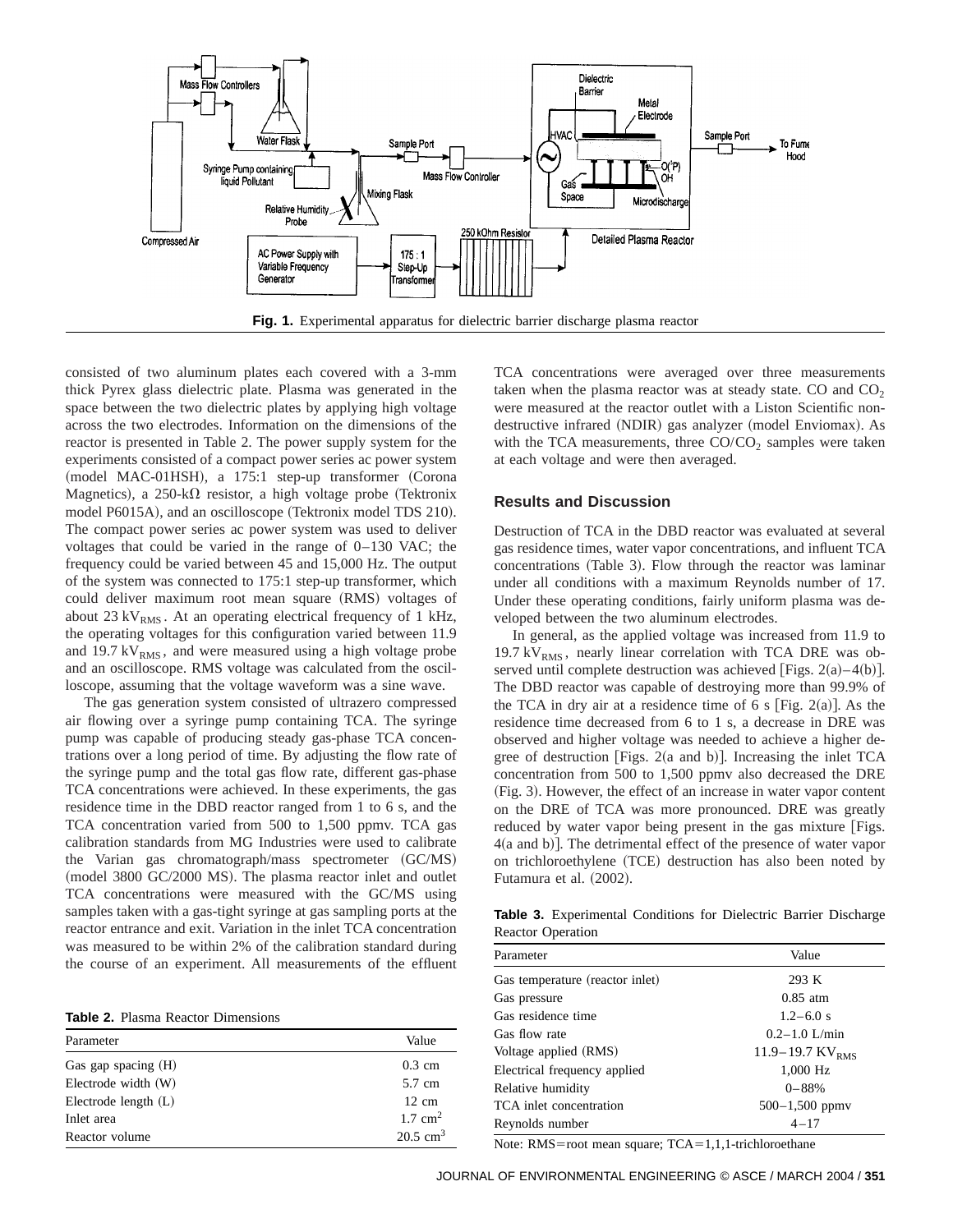**Fig. 1.** Experimental apparatus for dielectric barrier discharge plasma reactor

consisted of two aluminum plates each covered with a 3-mm thick Pyrex glass dielectric plate. Plasma was generated in the space between the two dielectric plates by applying high voltage across the two electrodes. Information on the dimensions of the reactor is presented in Table 2. The power supply system for the experiments consisted of a compact power series ac power system (model MAC-01HSH), a 175:1 step-up transformer (Corona Magnetics), a 250-k$\Omega$ resistor, a high voltage probe (Tektronix model P6015A), and an oscilloscope (Tektronix model TDS 210). The compact power series ac power system was used to deliver voltages that could be varied in the range of 0–130 VAC; the frequency could be varied between 45 and 15,000 Hz. The output of the system was connected to 175:1 step-up transformer, which could deliver maximum root mean square (RMS) voltages of about 23 $kV_{RMS}$. At an operating electrical frequency of 1 kHz, the operating voltages for this configuration varied between 11.9 and 19.7 $kV_{RMS}$, and were measured using a high voltage probe and an oscilloscope. RMS voltage was calculated from the oscilloscope, assuming that the voltage waveform was a sine wave.

The gas generation system consisted of ultrazero compressed air flowing over a syringe pump containing TCA. The syringe pump was capable of producing steady gas-phase TCA concentrations over a long period of time. By adjusting the flow rate of the syringe pump and the total gas flow rate, different gas-phase TCA concentrations were achieved. In these experiments, the gas residence time in the DBD reactor ranged from 1 to 6 s, and the TCA concentration varied from 500 to 1,500 ppmv. TCA gas calibration standards from MG Industries were used to calibrate the Varian gas chromatograph/mass spectrometer (GC/MS) (model 3800 GC/2000 MS). The plasma reactor inlet and outlet TCA concentrations were measured with the GC/MS using samples taken with a gas-tight syringe at gas sampling ports at the reactor entrance and exit. Variation in the inlet TCA concentration was measured to be within 2% of the calibration standard during the course of an experiment. All measurements of the effluent TCA concentrations were averaged over three measurements taken when the plasma reactor was at steady state. CO and $CO_2$ were measured at the reactor outlet with a Liston Scientific nondestructive infrared (NDIR) gas analyzer (model Enviomax). As with the TCA measurements, three $CO/CO_2$ samples were taken at each voltage and were then averaged.

**Table 2.** Plasma Reactor Dimensions

| Parameter | Value |
|---|---|
| Gas gap spacing (H) | 0.3 cm |
| Electrode width (W) | 5.7 cm |
| Electrode length (L) | 12 cm |
| Inlet area | 1.7 $cm^2$ |
| Reactor volume | 20.5 $cm^3$ |

## Results and Discussion

Destruction of TCA in the DBD reactor was evaluated at several gas residence times, water vapor concentrations, and influent TCA concentrations (Table 3). Flow through the reactor was laminar under all conditions with a maximum Reynolds number of 17. Under these operating conditions, fairly uniform plasma was developed between the two aluminum electrodes.

In general, as the applied voltage was increased from 11.9 to 19.7 $kV_{RMS}$, nearly linear correlation with TCA DRE was observed until complete destruction was achieved [Figs. 2(a)–4(b)]. The DBD reactor was capable of destroying more than 99.9% of the TCA in dry air at a residence time of 6 s [Fig. 2(a)]. As the residence time decreased from 6 to 1 s, a decrease in DRE was observed and higher voltage was needed to achieve a higher degree of destruction [Figs. 2(a and b)]. Increasing the inlet TCA concentration from 500 to 1,500 ppmv also decreased the DRE (Fig. 3). However, the effect of an increase in water vapor content on the DRE of TCA was more pronounced. DRE was greatly reduced by water vapor being present in the gas mixture [Figs. 4(a and b)]. The detrimental effect of the presence of water vapor on trichloroethylene (TCE) destruction has also been noted by Futamura et al. (2002).

**Table 3.** Experimental Conditions for Dielectric Barrier Discharge Reactor Operation

| Parameter | Value |
|---|---|
| Gas temperature (reactor inlet) | 293 K |
| Gas pressure | 0.85 atm |
| Gas residence time | 1.2–6.0 s |
| Gas flow rate | 0.2–1.0 L/min |
| Voltage applied (RMS) | 11.9–19.7 $KV_{RMS}$ |
| Electrical frequency applied | 1,000 Hz |
| Relative humidity | 0–88% |
| TCA inlet concentration | 500–1,500 ppmv |
| Reynolds number | 4–17 |

Note: RMS=root mean square; TCA=1,1,1-trichloroethane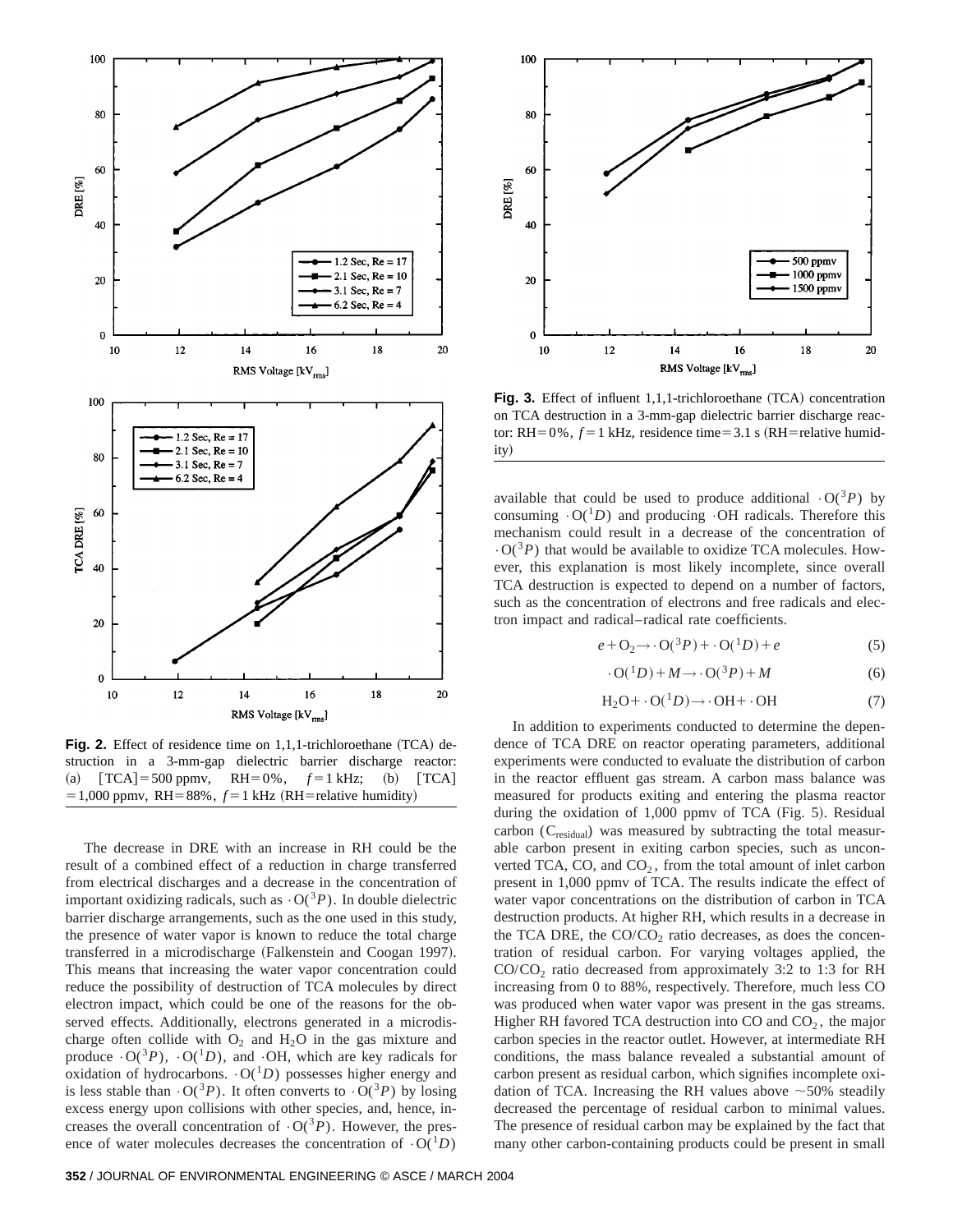**Fig. 2.** Effect of residence time on 1,1,1-trichloroethane (TCA) destruction in a 3-mm-gap dielectric barrier discharge reactor: (a) [TCA] = 500 ppmv, RH = 0%, $f$ = 1 kHz; (b) [TCA] = 1,000 ppmv, RH = 88%, $f$ = 1 kHz (RH = relative humidity)

The decrease in DRE with an increase in RH could be the result of a combined effect of a reduction in charge transferred from electrical discharges and a decrease in the concentration of important oxidizing radicals, such as $\cdot O(^3P)$. In double dielectric barrier discharge arrangements, such as the one used in this study, the presence of water vapor is known to reduce the total charge transferred in a microdischarge (Falkenstein and Coogan 1997). This means that increasing the water vapor concentration could reduce the possibility of destruction of TCA molecules by direct electron impact, which could be one of the reasons for the observed effects. Additionally, electrons generated in a microdischarge often collide with $O_2$ and $H_2O$ in the gas mixture and produce $\cdot O(^3P)$, $\cdot O(^1D)$, and $\cdot OH$, which are key radicals for oxidation of hydrocarbons. $\cdot O(^1D)$ possesses higher energy and is less stable than $\cdot O(^3P)$. It often converts to $\cdot O(^3P)$ by losing excess energy upon collisions with other species, and, hence, increases the overall concentration of $\cdot O(^3P)$. However, the presence of water molecules decreases the concentration of $\cdot O(^1D)$ available that could be used to produce additional $\cdot O(^3P)$ by consuming $\cdot O(^1D)$ and producing $\cdot OH$ radicals. Therefore this mechanism could result in a decrease of the concentration of $\cdot O(^3P)$ that would be available to oxidize TCA molecules. However, this explanation is most likely incomplete, since overall TCA destruction is expected to depend on a number of factors, such as the concentration of electrons and free radicals and electron impact and radical–radical rate coefficients.

**Fig. 3.** Effect of influent 1,1,1-trichloroethane (TCA) concentration on TCA destruction in a 3-mm-gap dielectric barrier discharge reactor: RH = 0%, $f$ = 1 kHz, residence time = 3.1 s (RH = relative humidity)

$$e + O_2 \rightarrow \cdot O(^3P) + \cdot O(^1D) + e \tag{5}$$

$$\cdot O(^1D) + M \rightarrow \cdot O(^3P) + M \tag{6}$$

$$H_2O + \cdot O(^1D) \rightarrow \cdot OH + \cdot OH \tag{7}$$

In addition to experiments conducted to determine the dependence of TCA DRE on reactor operating parameters, additional experiments were conducted to evaluate the distribution of carbon in the reactor effluent gas stream. A carbon mass balance was measured for products exiting and entering the plasma reactor during the oxidation of 1,000 ppmv of TCA (Fig. 5). Residual carbon ($C_{residual}$) was measured by subtracting the total measurable carbon present in exiting carbon species, such as unconverted TCA, CO, and $CO_2$, from the total amount of inlet carbon present in 1,000 ppmv of TCA. The results indicate the effect of water vapor concentrations on the distribution of carbon in TCA destruction products. At higher RH, which results in a decrease in the TCA DRE, the $CO/CO_2$ ratio decreases, as does the concentration of residual carbon. For varying voltages applied, the $CO/CO_2$ ratio decreased from approximately 3:2 to 1:3 for RH increasing from 0 to 88%, respectively. Therefore, much less CO was produced when water vapor was present in the gas streams. Higher RH favored TCA destruction into CO and $CO_2$, the major carbon species in the reactor outlet. However, at intermediate RH conditions, the mass balance revealed a substantial amount of carbon present as residual carbon, which signifies incomplete oxidation of TCA. Increasing the RH values above ~50% steadily decreased the percentage of residual carbon to minimal values. The presence of residual carbon may be explained by the fact that many other carbon-containing products could be present in small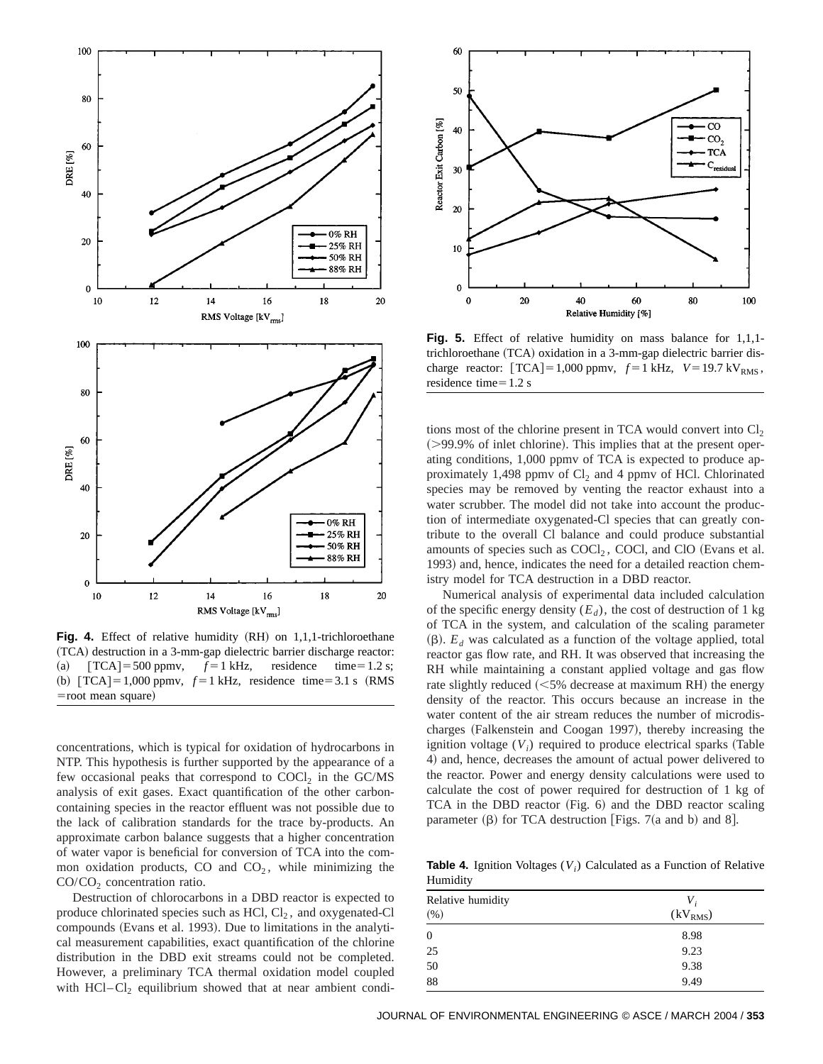**Fig. 4.** Effect of relative humidity (RH) on 1,1,1-trichloroethane (TCA) destruction in a 3-mm-gap dielectric barrier discharge reactor: (a) [TCA] = 500 ppmv, $f = 1$ kHz, residence time = 1.2 s; (b) [TCA] = 1,000 ppmv, $f = 1$ kHz, residence time = 3.1 s (RMS = root mean square)

**Fig. 5.** Effect of relative humidity on mass balance for 1,1,1-trichloroethane (TCA) oxidation in a 3-mm-gap dielectric barrier discharge reactor: [TCA] = 1,000 ppmv, $f = 1$ kHz, $V = 19.7$ $kV_{RMS}$, residence time = 1.2 s

concentrations, which is typical for oxidation of hydrocarbons in NTP. This hypothesis is further supported by the appearance of a few occasional peaks that correspond to $COCl_2$ in the GC/MS analysis of exit gases. Exact quantification of the other carbon-containing species in the reactor effluent was not possible due to the lack of calibration standards for the trace by-products. An approximate carbon balance suggests that a higher concentration of water vapor is beneficial for conversion of TCA into the common oxidation products, CO and $CO_2$, while minimizing the $CO/CO_2$ concentration ratio.

Destruction of chlorocarbons in a DBD reactor is expected to produce chlorinated species such as HCl, $Cl_2$, and oxygenated-Cl compounds (Evans et al. 1993). Due to limitations in the analytical measurement capabilities, exact quantification of the chlorine distribution in the DBD exit streams could not be completed. However, a preliminary TCA thermal oxidation model coupled with HCl–$Cl_2$ equilibrium showed that at near ambient conditions most of the chlorine present in TCA would convert into $Cl_2$ (>99.9% of inlet chlorine). This implies that at the present operating conditions, 1,000 ppmv of TCA is expected to produce approximately 1,498 ppmv of $Cl_2$ and 4 ppmv of HCl. Chlorinated species may be removed by venting the reactor exhaust into a water scrubber. The model did not take into account the production of intermediate oxygenated-Cl species that can greatly contribute to the overall Cl balance and could produce substantial amounts of species such as $COCl_2$, COCl, and ClO (Evans et al. 1993) and, hence, indicates the need for a detailed reaction chemistry model for TCA destruction in a DBD reactor.

Numerical analysis of experimental data included calculation of the specific energy density ($E_d$), the cost of destruction of 1 kg of TCA in the system, and calculation of the scaling parameter ($\beta$). $E_d$ was calculated as a function of the voltage applied, total reactor gas flow rate, and RH. It was observed that increasing the RH while maintaining a constant applied voltage and gas flow rate slightly reduced (<5% decrease at maximum RH) the energy density of the reactor. This occurs because an increase in the water content of the air stream reduces the number of microdischarges (Falkenstein and Coogan 1997), thereby increasing the ignition voltage ($V_i$) required to produce electrical sparks (Table 4) and, hence, decreases the amount of actual power delivered to the reactor. Power and energy density calculations were used to calculate the cost of power required for destruction of 1 kg of TCA in the DBD reactor (Fig. 6) and the DBD reactor scaling parameter ($\beta$) for TCA destruction [Figs. 7(a and b) and 8].

**Table 4.** Ignition Voltages ($V_i$) Calculated as a Function of Relative Humidity

| Relative humidity (%) | $V_i$ ($kV_{RMS}$) |
|---|---|
| 0 | 8.98 |
| 25 | 9.23 |
| 50 | 9.38 |
| 88 | 9.49 |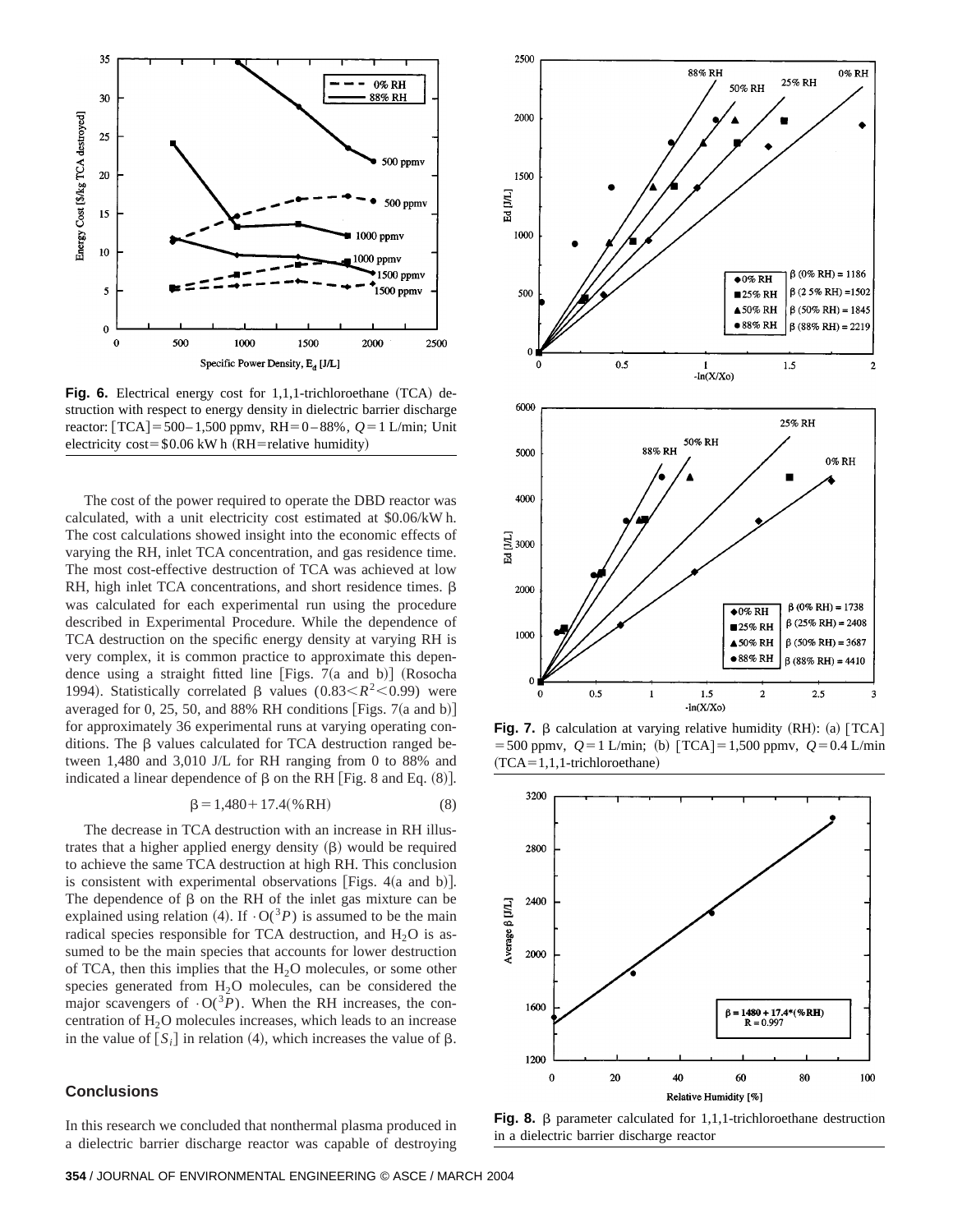**Fig. 6.** Electrical energy cost for 1,1,1-trichloroethane (TCA) destruction with respect to energy density in dielectric barrier discharge reactor: [TCA] = 500–1,500 ppmv, RH = 0–88%, $Q$ = 1 L/min; Unit electricity cost = \$0.06 kW h (RH = relative humidity)

The cost of the power required to operate the DBD reactor was calculated, with a unit electricity cost estimated at \$0.06/kW h. The cost calculations showed insight into the economic effects of varying the RH, inlet TCA concentration, and gas residence time. The most cost-effective destruction of TCA was achieved at low RH, high inlet TCA concentrations, and short residence times. $\beta$ was calculated for each experimental run using the procedure described in Experimental Procedure. While the dependence of TCA destruction on the specific energy density at varying RH is very complex, it is common practice to approximate this dependence using a straight fitted line [Figs. 7(a and b)] (Rosocha 1994). Statistically correlated $\beta$ values ($0.83 < R^2 < 0.99$) were averaged for 0, 25, 50, and 88% RH conditions [Figs. 7(a and b)] for approximately 36 experimental runs at varying operating conditions. The $\beta$ values calculated for TCA destruction ranged between 1,480 and 3,010 J/L for RH ranging from 0 to 88% and indicated a linear dependence of $\beta$ on the RH [Fig. 8 and Eq. (8)].

$$\beta = 1{,}480 + 17.4(\%\text{RH}) \tag{8}$$

The decrease in TCA destruction with an increase in RH illustrates that a higher applied energy density ($\beta$) would be required to achieve the same TCA destruction at high RH. This conclusion is consistent with experimental observations [Figs. 4(a and b)]. The dependence of $\beta$ on the RH of the inlet gas mixture can be explained using relation (4). If $\cdot O(^3P)$ is assumed to be the main radical species responsible for TCA destruction, and $H_2O$ is assumed to be the main species that accounts for lower destruction of TCA, then this implies that the $H_2O$ molecules, or some other species generated from $H_2O$ molecules, can be considered the major scavengers of $\cdot O(^3P)$. When the RH increases, the concentration of $H_2O$ molecules increases, which leads to an increase in the value of $[S_i]$ in relation (4), which increases the value of $\beta$.

**Fig. 7.** $\beta$ calculation at varying relative humidity (RH): (a) [TCA] = 500 ppmv, $Q$ = 1 L/min; (b) [TCA] = 1,500 ppmv, $Q$ = 0.4 L/min (TCA = 1,1,1-trichloroethane)

**Fig. 8.** $\beta$ parameter calculated for 1,1,1-trichloroethane destruction in a dielectric barrier discharge reactor

## Conclusions

In this research we concluded that nonthermal plasma produced in a dielectric barrier discharge reactor was capable of destroying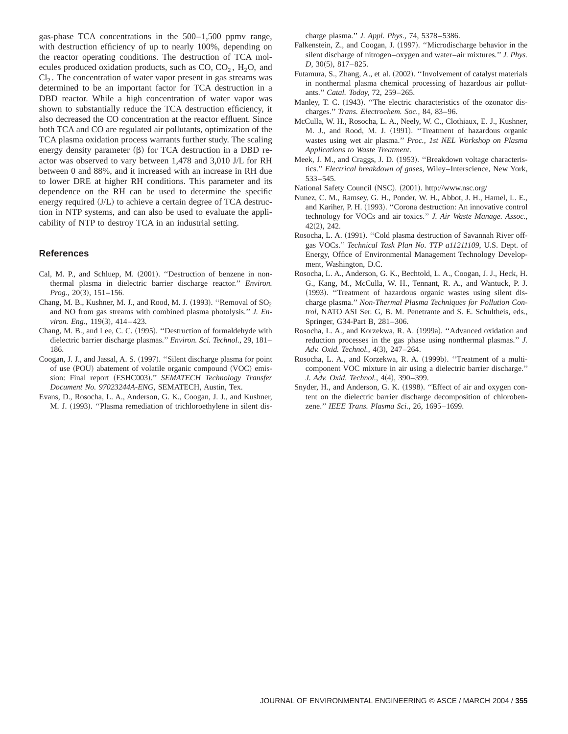gas-phase TCA concentrations in the 500–1,500 ppmv range, with destruction efficiency of up to nearly 100%, depending on the reactor operating conditions. The destruction of TCA molecules produced oxidation products, such as CO, $CO_2$, $H_2O$, and $Cl_2$. The concentration of water vapor present in gas streams was determined to be an important factor for TCA destruction in a DBD reactor. While a high concentration of water vapor was shown to substantially reduce the TCA destruction efficiency, it also decreased the CO concentration at the reactor effluent. Since both TCA and CO are regulated air pollutants, optimization of the TCA plasma oxidation process warrants further study. The scaling energy density parameter ($\beta$) for TCA destruction in a DBD reactor was observed to vary between 1,478 and 3,010 J/L for RH between 0 and 88%, and it increased with an increase in RH due to lower DRE at higher RH conditions. This parameter and its dependence on the RH can be used to determine the specific energy required (J/L) to achieve a certain degree of TCA destruction in NTP systems, and can also be used to evaluate the applicability of NTP to destroy TCA in an industrial setting.

## References

Cal, M. P., and Schluep, M. (2001). ''Destruction of benzene in non-thermal plasma in dielectric barrier discharge reactor.'' *Environ. Prog.*, 20(3), 151–156.

Chang, M. B., Kushner, M. J., and Rood, M. J. (1993). ''Removal of $SO_2$ and NO from gas streams with combined plasma photolysis.'' *J. Environ. Eng.*, 119(3), 414–423.

Chang, M. B., and Lee, C. C. (1995). ''Destruction of formaldehyde with dielectric barrier discharge plasmas.'' *Environ. Sci. Technol.*, 29, 181–186.

Coogan, J. J., and Jassal, A. S. (1997). ''Silent discharge plasma for point of use (POU) abatement of volatile organic compound (VOC) emission: Final report (ESHC003).'' *SEMATECH Technology Transfer Document No. 97023244A-ENG*, SEMATECH, Austin, Tex.

Evans, D., Rosocha, L. A., Anderson, G. K., Coogan, J. J., and Kushner, M. J. (1993). ''Plasma remediation of trichloroethylene in silent discharge plasma.'' *J. Appl. Phys.*, 74, 5378–5386.

Falkenstein, Z., and Coogan, J. (1997). ''Microdischarge behavior in the silent discharge of nitrogen–oxygen and water–air mixtures.'' *J. Phys. D*, 30(5), 817–825.

Futamura, S., Zhang, A., et al. (2002). ''Involvement of catalyst materials in nonthermal plasma chemical processing of hazardous air pollutants.'' *Catal. Today*, 72, 259–265.

Manley, T. C. (1943). ''The electric characteristics of the ozonator discharges.'' *Trans. Electrochem. Soc.*, 84, 83–96.

McCulla, W. H., Rosocha, L. A., Neely, W. C., Clothiaux, E. J., Kushner, M. J., and Rood, M. J. (1991). ''Treatment of hazardous organic wastes using wet air plasma.'' *Proc., 1st NEL Workshop on Plasma Applications to Waste Treatment*.

Meek, J. M., and Craggs, J. D. (1953). ''Breakdown voltage characteristics.'' *Electrical breakdown of gases*, Wiley–Interscience, New York, 533–545.

National Safety Council (NSC). (2001). http://www.nsc.org/

Nunez, C. M., Ramsey, G. H., Ponder, W. H., Abbot, J. H., Hamel, L. E., and Kariher, P. H. (1993). ''Corona destruction: An innovative control technology for VOCs and air toxics.'' *J. Air Waste Manage. Assoc.*, 42(2), 242.

Rosocha, L. A. (1991). ''Cold plasma destruction of Savannah River off-gas VOCs.'' *Technical Task Plan No. TTP a11211109*, U.S. Dept. of Energy, Office of Environmental Management Technology Development, Washington, D.C.

Rosocha, L. A., Anderson, G. K., Bechtold, L. A., Coogan, J. J., Heck, H. G., Kang, M., McCulla, W. H., Tennant, R. A., and Wantuck, P. J. (1993). ''Treatment of hazardous organic wastes using silent discharge plasma.'' *Non-Thermal Plasma Techniques for Pollution Control*, NATO ASI Ser. G, B. M. Penetrante and S. E. Schultheis, eds., Springer, G34-Part B, 281–306.

Rosocha, L. A., and Korzekwa, R. A. (1999a). ''Advanced oxidation and reduction processes in the gas phase using nonthermal plasmas.'' *J. Adv. Oxid. Technol.*, 4(3), 247–264.

Rosocha, L. A., and Korzekwa, R. A. (1999b). ''Treatment of a multi-component VOC mixture in air using a dielectric barrier discharge.'' *J. Adv. Oxid. Technol.*, 4(4), 390–399.

Snyder, H., and Anderson, G. K. (1998). ''Effect of air and oxygen content on the dielectric barrier discharge decomposition of chlorobenzene.'' *IEEE Trans. Plasma Sci.*, 26, 1695–1699.